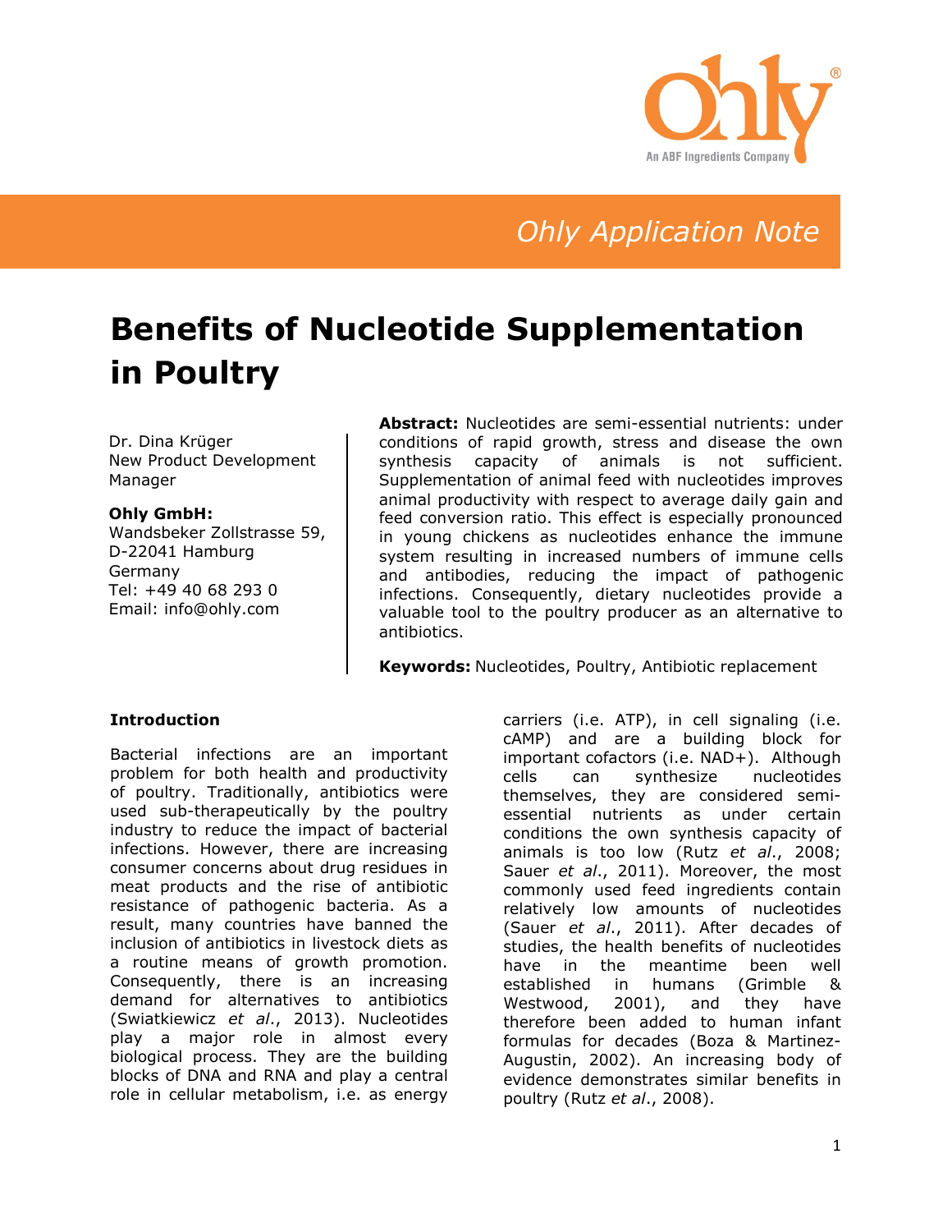Ohly Application Note

# Benefits of Nucleotide Supplementation in Poultry

Dr. Dina Krüger
New Product Development Manager

**Ohly GmbH:**
Wandsbeker Zollstrasse 59,
D-22041 Hamburg
Germany
Tel: +49 40 68 293 0
Email: info@ohly.com

**Abstract:** Nucleotides are semi-essential nutrients: under conditions of rapid growth, stress and disease the own synthesis capacity of animals is not sufficient. Supplementation of animal feed with nucleotides improves animal productivity with respect to average daily gain and feed conversion ratio. This effect is especially pronounced in young chickens as nucleotides enhance the immune system resulting in increased numbers of immune cells and antibodies, reducing the impact of pathogenic infections. Consequently, dietary nucleotides provide a valuable tool to the poultry producer as an alternative to antibiotics.

**Keywords:** Nucleotides, Poultry, Antibiotic replacement

## Introduction

Bacterial infections are an important problem for both health and productivity of poultry. Traditionally, antibiotics were used sub-therapeutically by the poultry industry to reduce the impact of bacterial infections. However, there are increasing consumer concerns about drug residues in meat products and the rise of antibiotic resistance of pathogenic bacteria. As a result, many countries have banned the inclusion of antibiotics in livestock diets as a routine means of growth promotion. Consequently, there is an increasing demand for alternatives to antibiotics (Swiatkiewicz *et al*., 2013). Nucleotides play a major role in almost every biological process. They are the building blocks of DNA and RNA and play a central role in cellular metabolism, i.e. as energy carriers (i.e. ATP), in cell signaling (i.e. cAMP) and are a building block for important cofactors (i.e. NAD+). Although cells can synthesize nucleotides themselves, they are considered semi-essential nutrients as under certain conditions the own synthesis capacity of animals is too low (Rutz *et al*., 2008; Sauer *et al*., 2011). Moreover, the most commonly used feed ingredients contain relatively low amounts of nucleotides (Sauer *et al*., 2011). After decades of studies, the health benefits of nucleotides have in the meantime been well established in humans (Grimble & Westwood, 2001), and they have therefore been added to human infant formulas for decades (Boza & Martinez-Augustin, 2002). An increasing body of evidence demonstrates similar benefits in poultry (Rutz *et al*., 2008).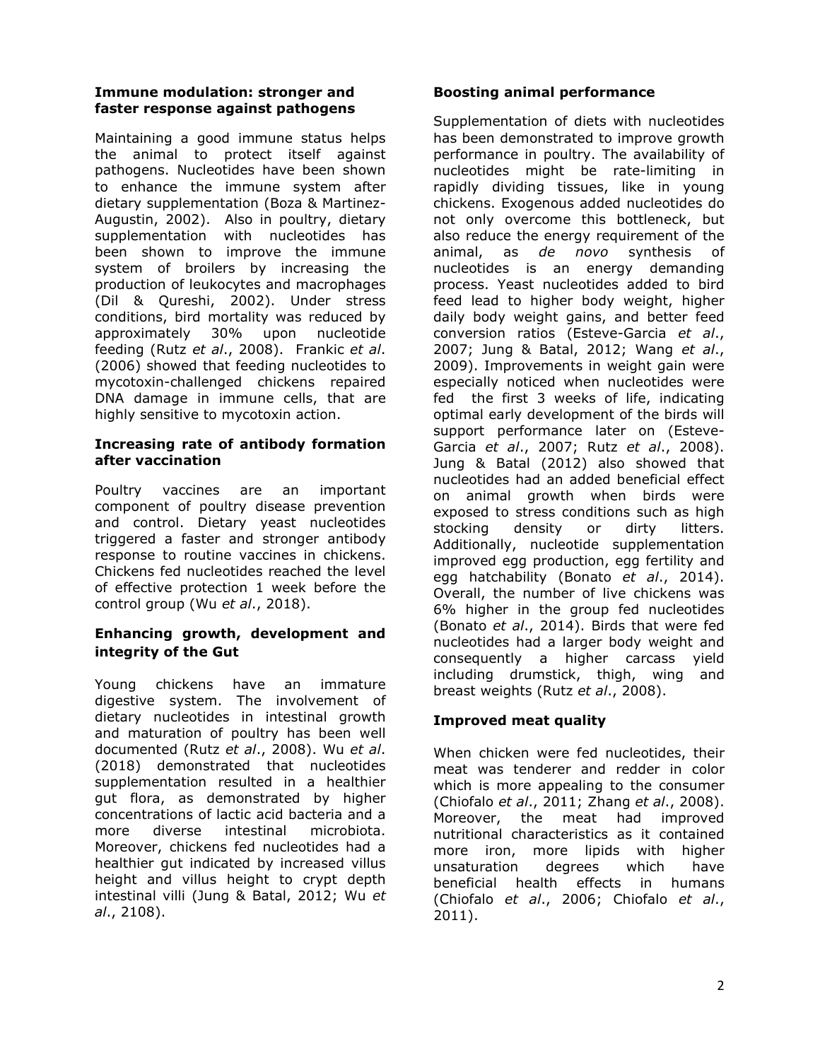### Immune modulation: stronger and faster response against pathogens

Maintaining a good immune status helps the animal to protect itself against pathogens. Nucleotides have been shown to enhance the immune system after dietary supplementation (Boza & Martinez-Augustin, 2002). Also in poultry, dietary supplementation with nucleotides has been shown to improve the immune system of broilers by increasing the production of leukocytes and macrophages (Dil & Qureshi, 2002). Under stress conditions, bird mortality was reduced by approximately 30% upon nucleotide feeding (Rutz *et al*., 2008). Frankic *et al*. (2006) showed that feeding nucleotides to mycotoxin-challenged chickens repaired DNA damage in immune cells, that are highly sensitive to mycotoxin action.

### Increasing rate of antibody formation after vaccination

Poultry vaccines are an important component of poultry disease prevention and control. Dietary yeast nucleotides triggered a faster and stronger antibody response to routine vaccines in chickens. Chickens fed nucleotides reached the level of effective protection 1 week before the control group (Wu *et al*., 2018).

### Enhancing growth, development and integrity of the Gut

Young chickens have an immature digestive system. The involvement of dietary nucleotides in intestinal growth and maturation of poultry has been well documented (Rutz *et al*., 2008). Wu *et al*. (2018) demonstrated that nucleotides supplementation resulted in a healthier gut flora, as demonstrated by higher concentrations of lactic acid bacteria and a more diverse intestinal microbiota. Moreover, chickens fed nucleotides had a healthier gut indicated by increased villus height and villus height to crypt depth intestinal villi (Jung & Batal, 2012; Wu *et al*., 2108).

### Boosting animal performance

Supplementation of diets with nucleotides has been demonstrated to improve growth performance in poultry. The availability of nucleotides might be rate-limiting in rapidly dividing tissues, like in young chickens. Exogenous added nucleotides do not only overcome this bottleneck, but also reduce the energy requirement of the animal, as *de novo* synthesis of nucleotides is an energy demanding process. Yeast nucleotides added to bird feed lead to higher body weight, higher daily body weight gains, and better feed conversion ratios (Esteve-Garcia *et al*., 2007; Jung & Batal, 2012; Wang *et al*., 2009). Improvements in weight gain were especially noticed when nucleotides were fed the first 3 weeks of life, indicating optimal early development of the birds will support performance later on (Esteve-Garcia *et al*., 2007; Rutz *et al*., 2008). Jung & Batal (2012) also showed that nucleotides had an added beneficial effect on animal growth when birds were exposed to stress conditions such as high stocking density or dirty litters. Additionally, nucleotide supplementation improved egg production, egg fertility and egg hatchability (Bonato *et al*., 2014). Overall, the number of live chickens was 6% higher in the group fed nucleotides (Bonato *et al*., 2014). Birds that were fed nucleotides had a larger body weight and consequently a higher carcass yield including drumstick, thigh, wing and breast weights (Rutz *et al*., 2008).

### Improved meat quality

When chicken were fed nucleotides, their meat was tenderer and redder in color which is more appealing to the consumer (Chiofalo *et al*., 2011; Zhang *et al*., 2008). Moreover, the meat had improved nutritional characteristics as it contained more iron, more lipids with higher unsaturation degrees which have beneficial health effects in humans (Chiofalo *et al*., 2006; Chiofalo *et al*., 2011).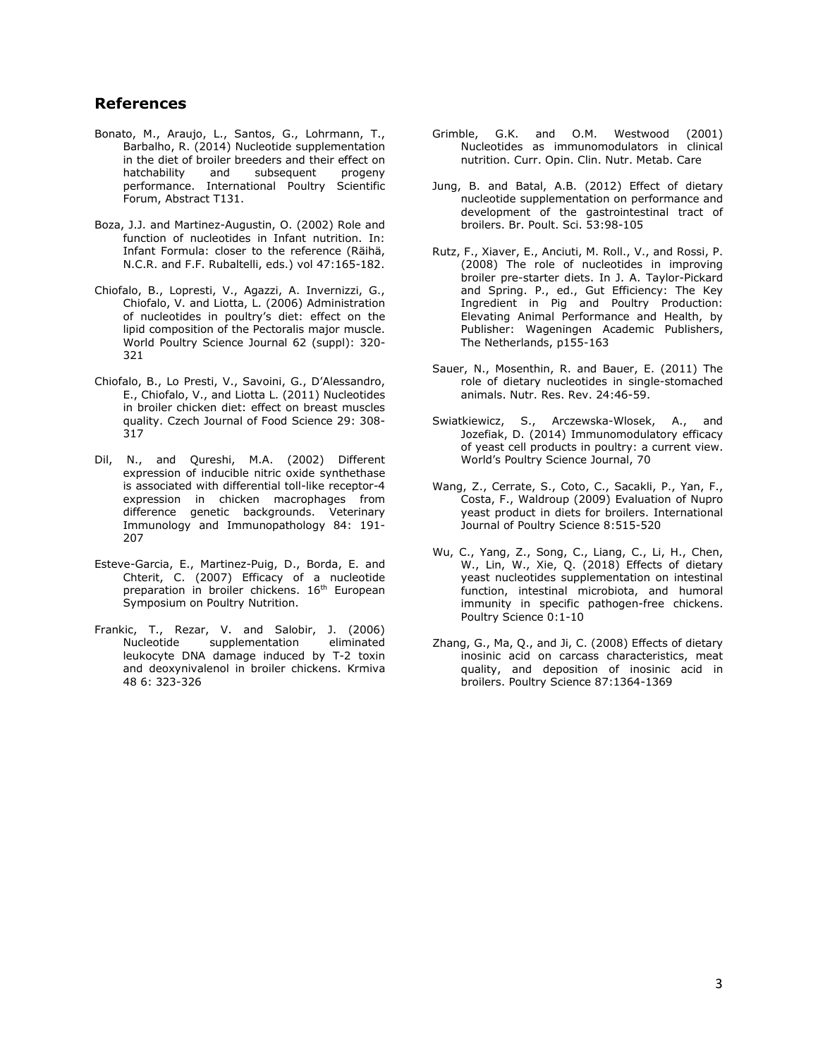## References

Bonato, M., Araujo, L., Santos, G., Lohrmann, T., Barbalho, R. (2014) Nucleotide supplementation in the diet of broiler breeders and their effect on hatchability and subsequent progeny performance. International Poultry Scientific Forum, Abstract T131.

Boza, J.J. and Martinez-Augustin, O. (2002) Role and function of nucleotides in Infant nutrition. In: Infant Formula: closer to the reference (Räihä, N.C.R. and F.F. Rubaltelli, eds.) vol 47:165-182.

Chiofalo, B., Lopresti, V., Agazzi, A. Invernizzi, G., Chiofalo, V. and Liotta, L. (2006) Administration of nucleotides in poultry's diet: effect on the lipid composition of the Pectoralis major muscle. World Poultry Science Journal 62 (suppl): 320-321

Chiofalo, B., Lo Presti, V., Savoini, G., D'Alessandro, E., Chiofalo, V., and Liotta L. (2011) Nucleotides in broiler chicken diet: effect on breast muscles quality. Czech Journal of Food Science 29: 308-317

Dil, N., and Qureshi, M.A. (2002) Different expression of inducible nitric oxide synthethase is associated with differential toll-like receptor-4 expression in chicken macrophages from difference genetic backgrounds. Veterinary Immunology and Immunopathology 84: 191-207

Esteve-Garcia, E., Martinez-Puig, D., Borda, E. and Chterit, C. (2007) Efficacy of a nucleotide preparation in broiler chickens. 16th European Symposium on Poultry Nutrition.

Frankic, T., Rezar, V. and Salobir, J. (2006) Nucleotide supplementation eliminated leukocyte DNA damage induced by T-2 toxin and deoxynivalenol in broiler chickens. Krmiva 48 6: 323-326

Grimble, G.K. and O.M. Westwood (2001) Nucleotides as immunomodulators in clinical nutrition. Curr. Opin. Clin. Nutr. Metab. Care

Jung, B. and Batal, A.B. (2012) Effect of dietary nucleotide supplementation on performance and development of the gastrointestinal tract of broilers. Br. Poult. Sci. 53:98-105

Rutz, F., Xiaver, E., Anciuti, M. Roll., V., and Rossi, P. (2008) The role of nucleotides in improving broiler pre-starter diets. In J. A. Taylor-Pickard and Spring. P., ed., Gut Efficiency: The Key Ingredient in Pig and Poultry Production: Elevating Animal Performance and Health, by Publisher: Wageningen Academic Publishers, The Netherlands, p155-163

Sauer, N., Mosenthin, R. and Bauer, E. (2011) The role of dietary nucleotides in single-stomached animals. Nutr. Res. Rev. 24:46-59.

Swiatkiewicz, S., Arczewska-Wlosek, A., and Jozefiak, D. (2014) Immunomodulatory efficacy of yeast cell products in poultry: a current view. World's Poultry Science Journal, 70

Wang, Z., Cerrate, S., Coto, C., Sacakli, P., Yan, F., Costa, F., Waldroup (2009) Evaluation of Nupro yeast product in diets for broilers. International Journal of Poultry Science 8:515-520

Wu, C., Yang, Z., Song, C., Liang, C., Li, H., Chen, W., Lin, W., Xie, Q. (2018) Effects of dietary yeast nucleotides supplementation on intestinal function, intestinal microbiota, and humoral immunity in specific pathogen-free chickens. Poultry Science 0:1-10

Zhang, G., Ma, Q., and Ji, C. (2008) Effects of dietary inosinic acid on carcass characteristics, meat quality, and deposition of inosinic acid in broilers. Poultry Science 87:1364-1369